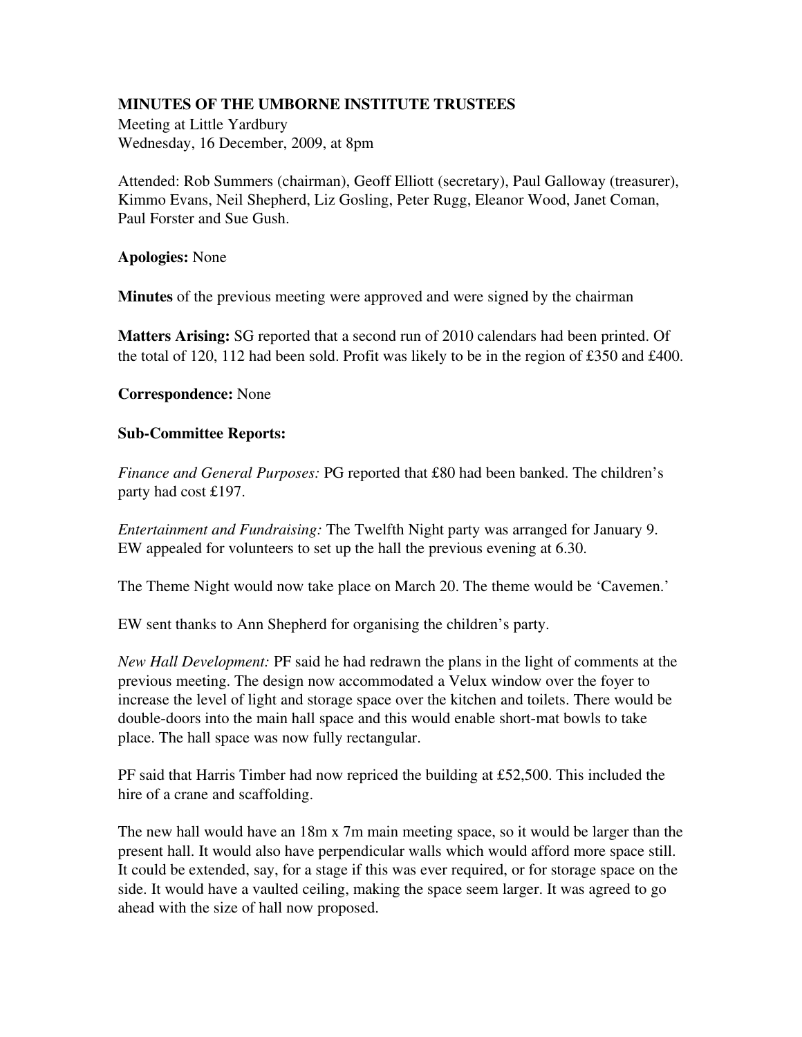**MINUTES OF THE UMBORNE INSTITUTE TRUSTEES**

Meeting at Little Yardbury
Wednesday, 16 December, 2009, at 8pm

Attended: Rob Summers (chairman), Geoff Elliott (secretary), Paul Galloway (treasurer), Kimmo Evans, Neil Shepherd, Liz Gosling, Peter Rugg, Eleanor Wood, Janet Coman, Paul Forster and Sue Gush.

**Apologies:** None

**Minutes** of the previous meeting were approved and were signed by the chairman

**Matters Arising:** SG reported that a second run of 2010 calendars had been printed. Of the total of 120, 112 had been sold. Profit was likely to be in the region of £350 and £400.

**Correspondence:** None

**Sub-Committee Reports:**

*Finance and General Purposes:* PG reported that £80 had been banked. The children's party had cost £197.

*Entertainment and Fundraising:* The Twelfth Night party was arranged for January 9. EW appealed for volunteers to set up the hall the previous evening at 6.30.

The Theme Night would now take place on March 20. The theme would be 'Cavemen.'

EW sent thanks to Ann Shepherd for organising the children's party.

*New Hall Development:* PF said he had redrawn the plans in the light of comments at the previous meeting. The design now accommodated a Velux window over the foyer to increase the level of light and storage space over the kitchen and toilets. There would be double-doors into the main hall space and this would enable short-mat bowls to take place. The hall space was now fully rectangular.

PF said that Harris Timber had now repriced the building at £52,500. This included the hire of a crane and scaffolding.

The new hall would have an 18m x 7m main meeting space, so it would be larger than the present hall. It would also have perpendicular walls which would afford more space still. It could be extended, say, for a stage if this was ever required, or for storage space on the side. It would have a vaulted ceiling, making the space seem larger. It was agreed to go ahead with the size of hall now proposed.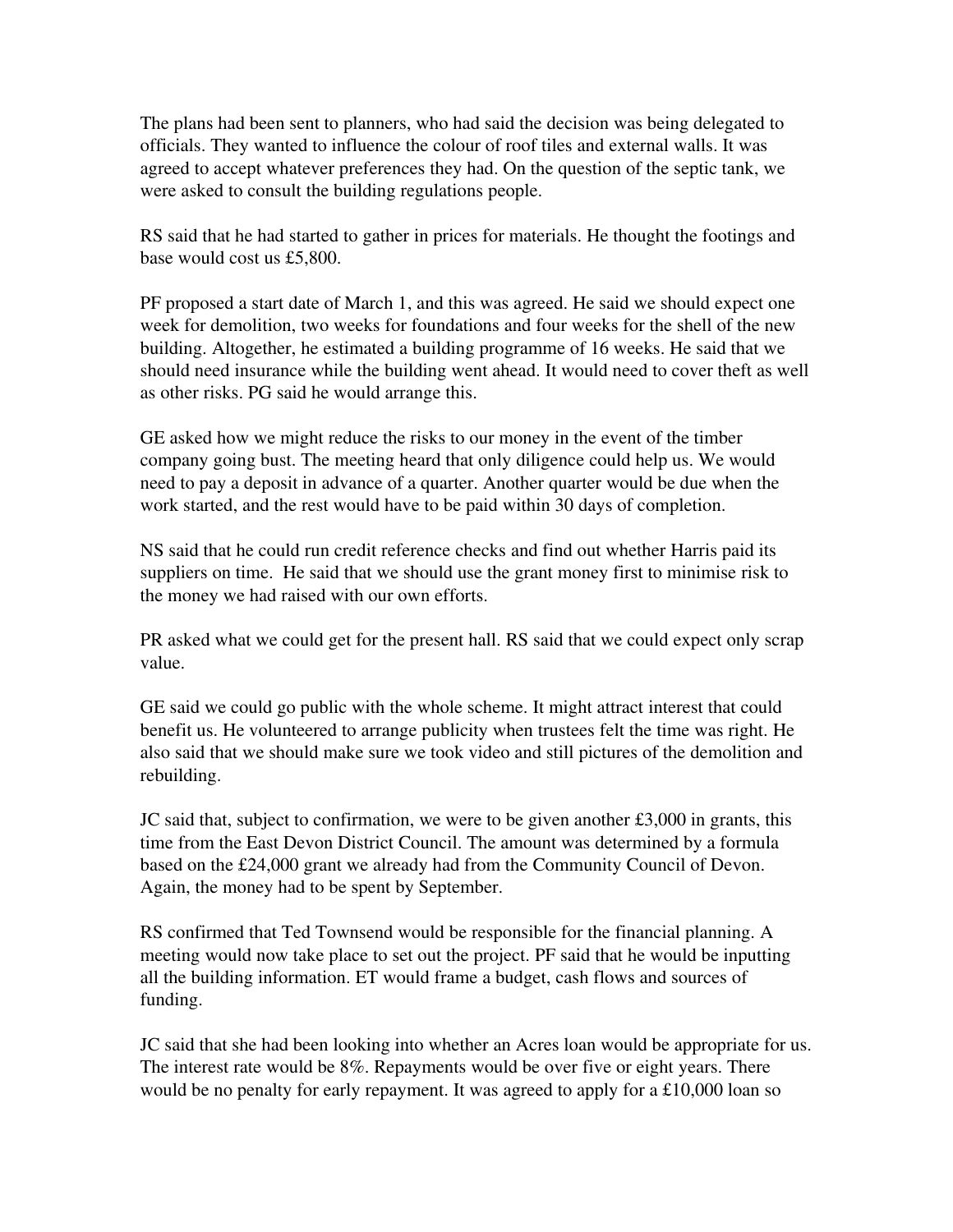The plans had been sent to planners, who had said the decision was being delegated to officials. They wanted to influence the colour of roof tiles and external walls. It was agreed to accept whatever preferences they had. On the question of the septic tank, we were asked to consult the building regulations people.

RS said that he had started to gather in prices for materials. He thought the footings and base would cost us £5,800.

PF proposed a start date of March 1, and this was agreed. He said we should expect one week for demolition, two weeks for foundations and four weeks for the shell of the new building. Altogether, he estimated a building programme of 16 weeks. He said that we should need insurance while the building went ahead. It would need to cover theft as well as other risks. PG said he would arrange this.

GE asked how we might reduce the risks to our money in the event of the timber company going bust. The meeting heard that only diligence could help us. We would need to pay a deposit in advance of a quarter. Another quarter would be due when the work started, and the rest would have to be paid within 30 days of completion.

NS said that he could run credit reference checks and find out whether Harris paid its suppliers on time. He said that we should use the grant money first to minimise risk to the money we had raised with our own efforts.

PR asked what we could get for the present hall. RS said that we could expect only scrap value.

GE said we could go public with the whole scheme. It might attract interest that could benefit us. He volunteered to arrange publicity when trustees felt the time was right. He also said that we should make sure we took video and still pictures of the demolition and rebuilding.

JC said that, subject to confirmation, we were to be given another £3,000 in grants, this time from the East Devon District Council. The amount was determined by a formula based on the £24,000 grant we already had from the Community Council of Devon. Again, the money had to be spent by September.

RS confirmed that Ted Townsend would be responsible for the financial planning. A meeting would now take place to set out the project. PF said that he would be inputting all the building information. ET would frame a budget, cash flows and sources of funding.

JC said that she had been looking into whether an Acres loan would be appropriate for us. The interest rate would be 8%. Repayments would be over five or eight years. There would be no penalty for early repayment. It was agreed to apply for a £10,000 loan so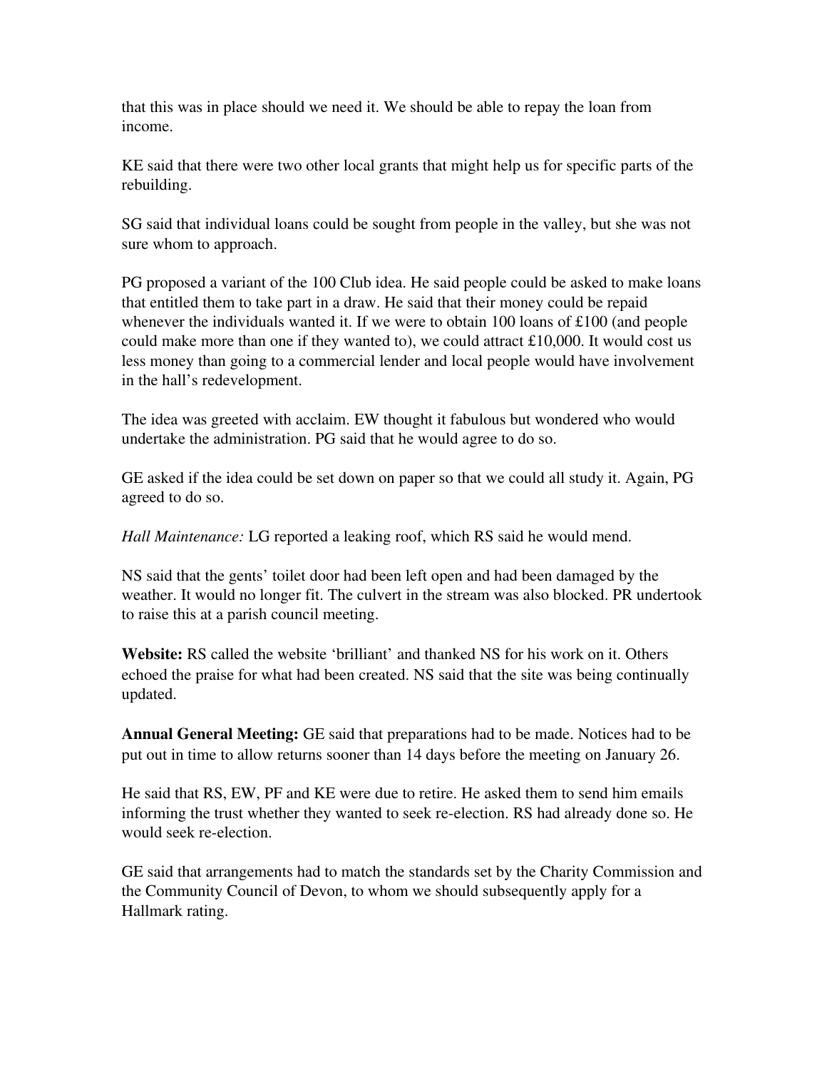that this was in place should we need it. We should be able to repay the loan from income.

KE said that there were two other local grants that might help us for specific parts of the rebuilding.

SG said that individual loans could be sought from people in the valley, but she was not sure whom to approach.

PG proposed a variant of the 100 Club idea. He said people could be asked to make loans that entitled them to take part in a draw. He said that their money could be repaid whenever the individuals wanted it. If we were to obtain 100 loans of £100 (and people could make more than one if they wanted to), we could attract £10,000. It would cost us less money than going to a commercial lender and local people would have involvement in the hall's redevelopment.

The idea was greeted with acclaim. EW thought it fabulous but wondered who would undertake the administration. PG said that he would agree to do so.

GE asked if the idea could be set down on paper so that we could all study it. Again, PG agreed to do so.

*Hall Maintenance:* LG reported a leaking roof, which RS said he would mend.

NS said that the gents' toilet door had been left open and had been damaged by the weather. It would no longer fit. The culvert in the stream was also blocked. PR undertook to raise this at a parish council meeting.

**Website:** RS called the website 'brilliant' and thanked NS for his work on it. Others echoed the praise for what had been created. NS said that the site was being continually updated.

**Annual General Meeting:** GE said that preparations had to be made. Notices had to be put out in time to allow returns sooner than 14 days before the meeting on January 26.

He said that RS, EW, PF and KE were due to retire. He asked them to send him emails informing the trust whether they wanted to seek re-election. RS had already done so. He would seek re-election.

GE said that arrangements had to match the standards set by the Charity Commission and the Community Council of Devon, to whom we should subsequently apply for a Hallmark rating.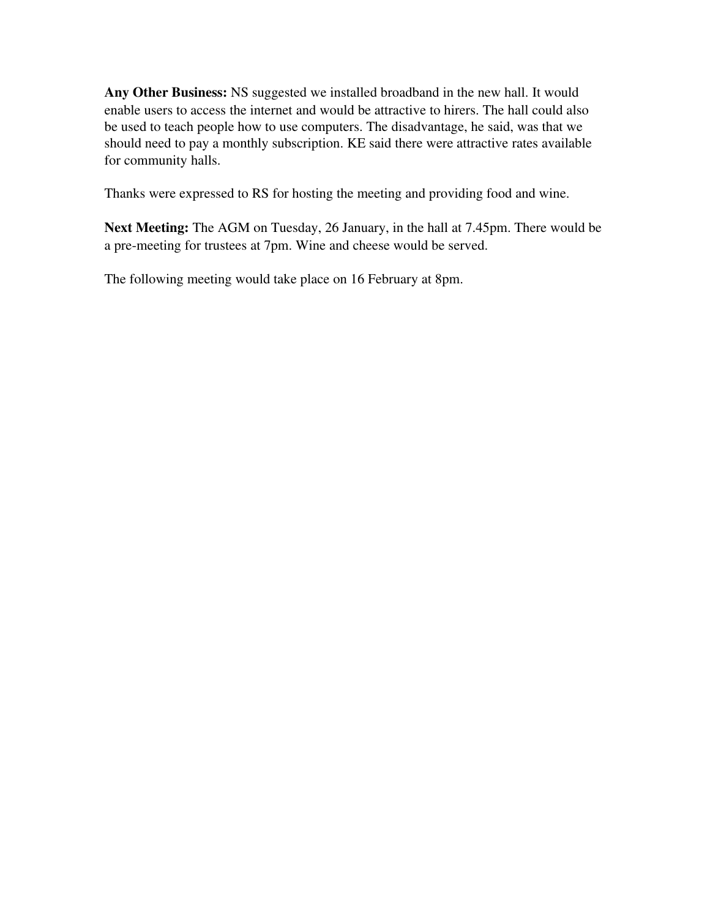**Any Other Business:** NS suggested we installed broadband in the new hall. It would enable users to access the internet and would be attractive to hirers. The hall could also be used to teach people how to use computers. The disadvantage, he said, was that we should need to pay a monthly subscription. KE said there were attractive rates available for community halls.

Thanks were expressed to RS for hosting the meeting and providing food and wine.

**Next Meeting:** The AGM on Tuesday, 26 January, in the hall at 7.45pm. There would be a pre-meeting for trustees at 7pm. Wine and cheese would be served.

The following meeting would take place on 16 February at 8pm.